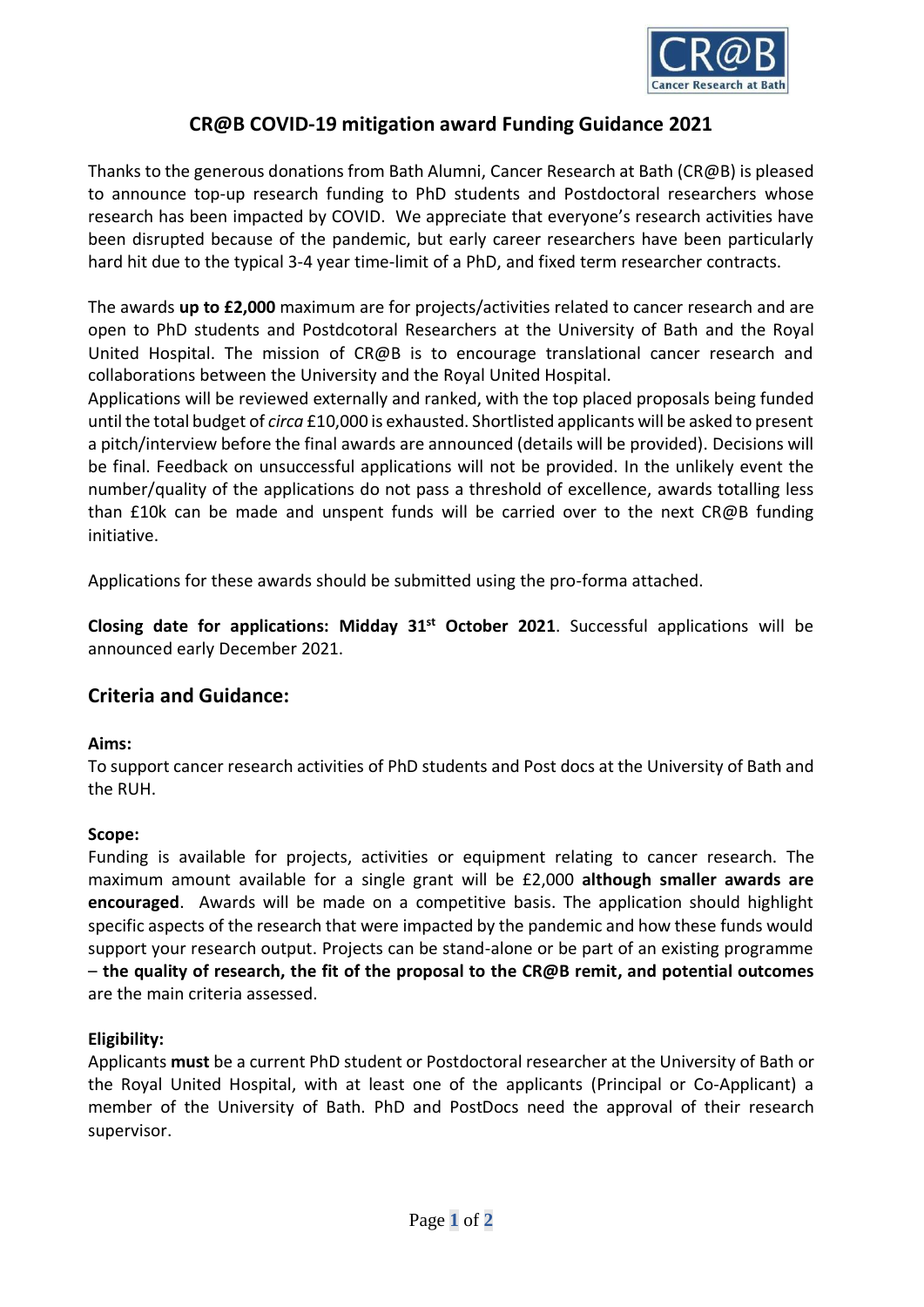# CR@B COVID-19 mitigation award Funding Guidance 2021

Thanks to the generous donations from Bath Alumni, Cancer Research at Bath (CR@B) is pleased to announce top-up research funding to PhD students and Postdoctoral researchers whose research has been impacted by COVID. We appreciate that everyone's research activities have been disrupted because of the pandemic, but early career researchers have been particularly hard hit due to the typical 3-4 year time-limit of a PhD, and fixed term researcher contracts.

The awards **up to £2,000** maximum are for projects/activities related to cancer research and are open to PhD students and Postdcotoral Researchers at the University of Bath and the Royal United Hospital. The mission of CR@B is to encourage translational cancer research and collaborations between the University and the Royal United Hospital.
Applications will be reviewed externally and ranked, with the top placed proposals being funded until the total budget of *circa* £10,000 is exhausted. Shortlisted applicants will be asked to present a pitch/interview before the final awards are announced (details will be provided). Decisions will be final. Feedback on unsuccessful applications will not be provided. In the unlikely event the number/quality of the applications do not pass a threshold of excellence, awards totalling less than £10k can be made and unspent funds will be carried over to the next CR@B funding initiative.

Applications for these awards should be submitted using the pro-forma attached.

**Closing date for applications: Midday 31st October 2021**. Successful applications will be announced early December 2021.

## Criteria and Guidance:

**Aims:**
To support cancer research activities of PhD students and Post docs at the University of Bath and the RUH.

**Scope:**
Funding is available for projects, activities or equipment relating to cancer research. The maximum amount available for a single grant will be £2,000 **although smaller awards are encouraged**. Awards will be made on a competitive basis. The application should highlight specific aspects of the research that were impacted by the pandemic and how these funds would support your research output. Projects can be stand-alone or be part of an existing programme – **the quality of research, the fit of the proposal to the CR@B remit, and potential outcomes** are the main criteria assessed.

**Eligibility:**
Applicants **must** be a current PhD student or Postdoctoral researcher at the University of Bath or the Royal United Hospital, with at least one of the applicants (Principal or Co-Applicant) a member of the University of Bath. PhD and PostDocs need the approval of their research supervisor.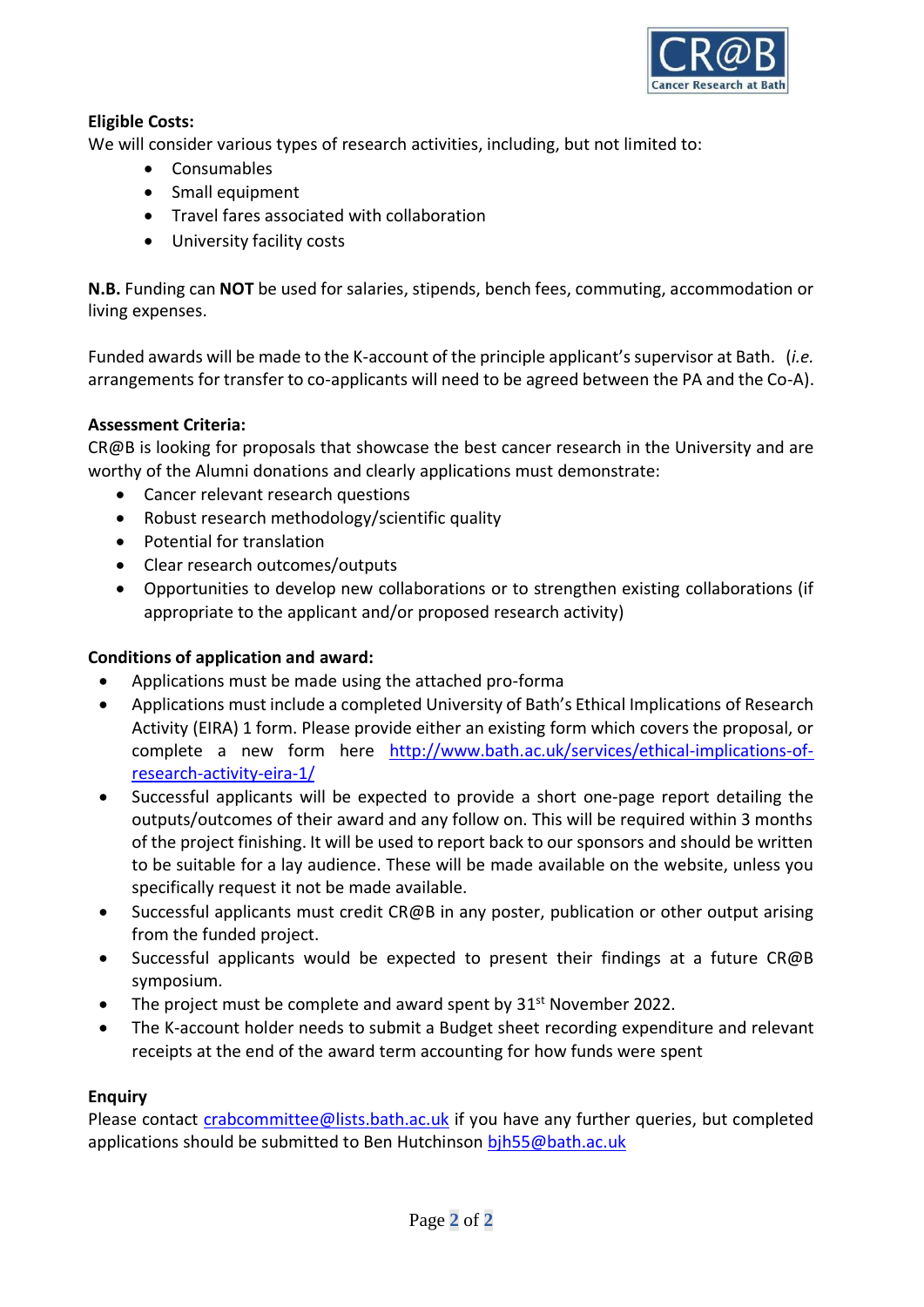**Eligible Costs:**

We will consider various types of research activities, including, but not limited to:

- Consumables
- Small equipment
- Travel fares associated with collaboration
- University facility costs

**N.B.** Funding can **NOT** be used for salaries, stipends, bench fees, commuting, accommodation or living expenses.

Funded awards will be made to the K-account of the principle applicant's supervisor at Bath. (*i.e.* arrangements for transfer to co-applicants will need to be agreed between the PA and the Co-A).

**Assessment Criteria:**

CR@B is looking for proposals that showcase the best cancer research in the University and are worthy of the Alumni donations and clearly applications must demonstrate:

- Cancer relevant research questions
- Robust research methodology/scientific quality
- Potential for translation
- Clear research outcomes/outputs
- Opportunities to develop new collaborations or to strengthen existing collaborations (if appropriate to the applicant and/or proposed research activity)

**Conditions of application and award:**

- Applications must be made using the attached pro-forma
- Applications must include a completed University of Bath's Ethical Implications of Research Activity (EIRA) 1 form. Please provide either an existing form which covers the proposal, or complete a new form here http://www.bath.ac.uk/services/ethical-implications-of-research-activity-eira-1/
- Successful applicants will be expected to provide a short one-page report detailing the outputs/outcomes of their award and any follow on. This will be required within 3 months of the project finishing. It will be used to report back to our sponsors and should be written to be suitable for a lay audience. These will be made available on the website, unless you specifically request it not be made available.
- Successful applicants must credit CR@B in any poster, publication or other output arising from the funded project.
- Successful applicants would be expected to present their findings at a future CR@B symposium.
- The project must be complete and award spent by 31st November 2022.
- The K-account holder needs to submit a Budget sheet recording expenditure and relevant receipts at the end of the award term accounting for how funds were spent

**Enquiry**

Please contact crabcommittee@lists.bath.ac.uk if you have any further queries, but completed applications should be submitted to Ben Hutchinson bjh55@bath.ac.uk